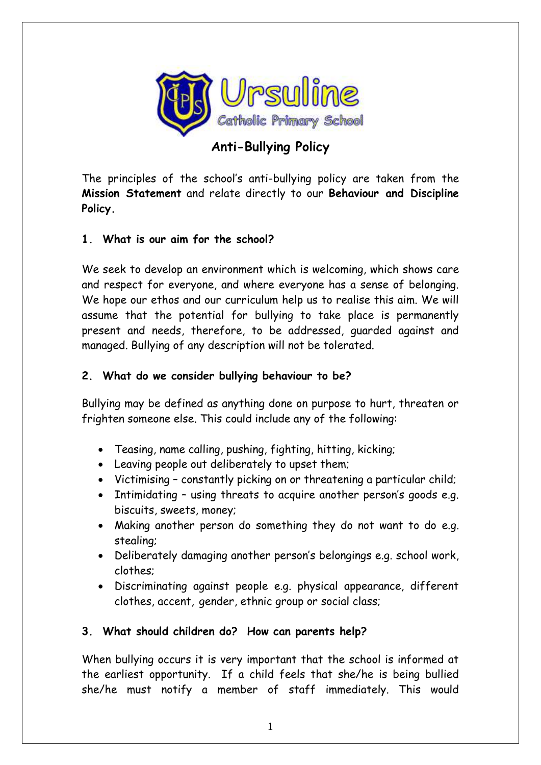# Anti-Bullying Policy

The principles of the school's anti-bullying policy are taken from the **Mission Statement** and relate directly to our **Behaviour and Discipline Policy.**

## 1. What is our aim for the school?

We seek to develop an environment which is welcoming, which shows care and respect for everyone, and where everyone has a sense of belonging. We hope our ethos and our curriculum help us to realise this aim. We will assume that the potential for bullying to take place is permanently present and needs, therefore, to be addressed, guarded against and managed. Bullying of any description will not be tolerated.

## 2. What do we consider bullying behaviour to be?

Bullying may be defined as anything done on purpose to hurt, threaten or frighten someone else. This could include any of the following:

- Teasing, name calling, pushing, fighting, hitting, kicking;
- Leaving people out deliberately to upset them;
- Victimising – constantly picking on or threatening a particular child;
- Intimidating – using threats to acquire another person's goods e.g. biscuits, sweets, money;
- Making another person do something they do not want to do e.g. stealing;
- Deliberately damaging another person's belongings e.g. school work, clothes;
- Discriminating against people e.g. physical appearance, different clothes, accent, gender, ethnic group or social class;

## 3. What should children do? How can parents help?

When bullying occurs it is very important that the school is informed at the earliest opportunity. If a child feels that she/he is being bullied she/he must notify a member of staff immediately. This would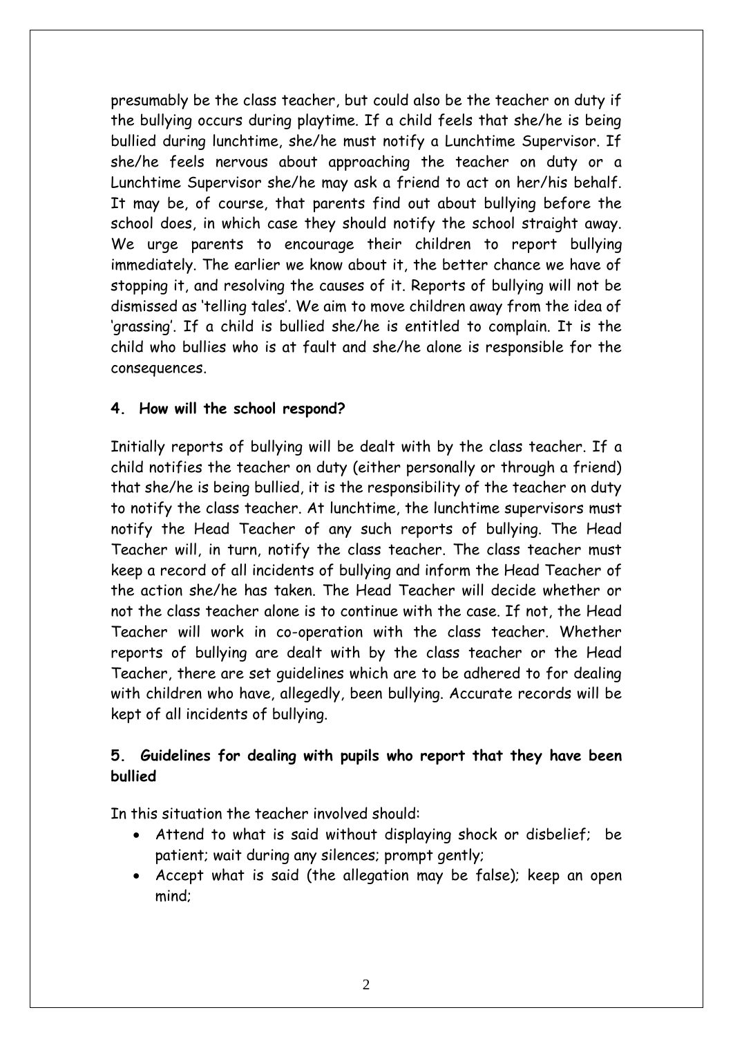presumably be the class teacher, but could also be the teacher on duty if the bullying occurs during playtime. If a child feels that she/he is being bullied during lunchtime, she/he must notify a Lunchtime Supervisor. If she/he feels nervous about approaching the teacher on duty or a Lunchtime Supervisor she/he may ask a friend to act on her/his behalf. It may be, of course, that parents find out about bullying before the school does, in which case they should notify the school straight away. We urge parents to encourage their children to report bullying immediately. The earlier we know about it, the better chance we have of stopping it, and resolving the causes of it. Reports of bullying will not be dismissed as 'telling tales'. We aim to move children away from the idea of 'grassing'. If a child is bullied she/he is entitled to complain. It is the child who bullies who is at fault and she/he alone is responsible for the consequences.

#### 4. How will the school respond?

Initially reports of bullying will be dealt with by the class teacher. If a child notifies the teacher on duty (either personally or through a friend) that she/he is being bullied, it is the responsibility of the teacher on duty to notify the class teacher. At lunchtime, the lunchtime supervisors must notify the Head Teacher of any such reports of bullying. The Head Teacher will, in turn, notify the class teacher. The class teacher must keep a record of all incidents of bullying and inform the Head Teacher of the action she/he has taken. The Head Teacher will decide whether or not the class teacher alone is to continue with the case. If not, the Head Teacher will work in co-operation with the class teacher. Whether reports of bullying are dealt with by the class teacher or the Head Teacher, there are set guidelines which are to be adhered to for dealing with children who have, allegedly, been bullying. Accurate records will be kept of all incidents of bullying.

#### 5. Guidelines for dealing with pupils who report that they have been bullied

In this situation the teacher involved should:

- Attend to what is said without displaying shock or disbelief; be patient; wait during any silences; prompt gently;
- Accept what is said (the allegation may be false); keep an open mind;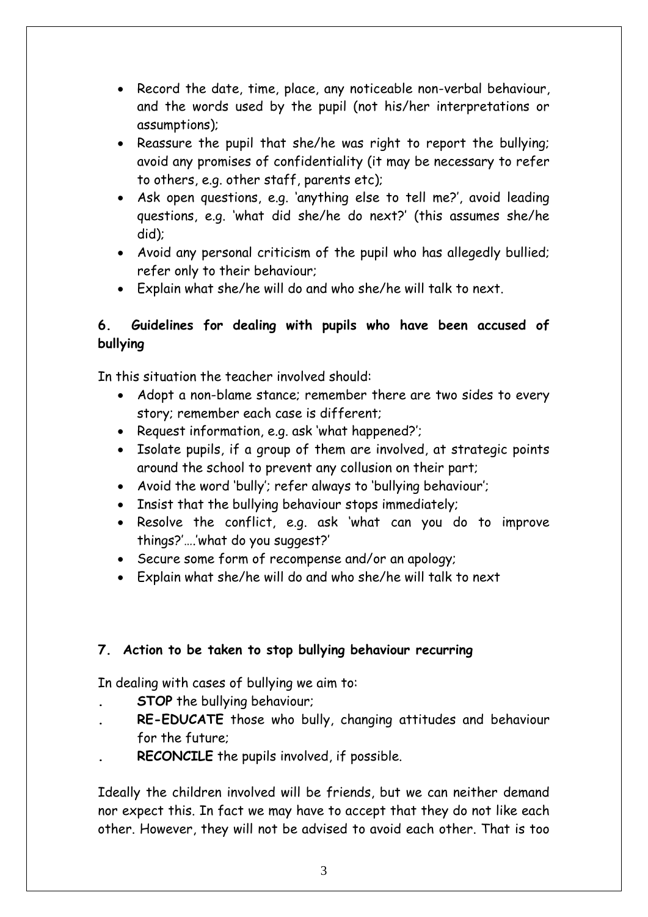- Record the date, time, place, any noticeable non-verbal behaviour, and the words used by the pupil (not his/her interpretations or assumptions);
- Reassure the pupil that she/he was right to report the bullying; avoid any promises of confidentiality (it may be necessary to refer to others, e.g. other staff, parents etc);
- Ask open questions, e.g. 'anything else to tell me?', avoid leading questions, e.g. 'what did she/he do next?' (this assumes she/he did);
- Avoid any personal criticism of the pupil who has allegedly bullied; refer only to their behaviour;
- Explain what she/he will do and who she/he will talk to next.

## 6. Guidelines for dealing with pupils who have been accused of bullying

In this situation the teacher involved should:

- Adopt a non-blame stance; remember there are two sides to every story; remember each case is different;
- Request information, e.g. ask 'what happened?';
- Isolate pupils, if a group of them are involved, at strategic points around the school to prevent any collusion on their part;
- Avoid the word 'bully'; refer always to 'bullying behaviour';
- Insist that the bullying behaviour stops immediately;
- Resolve the conflict, e.g. ask 'what can you do to improve things?'….'what do you suggest?'
- Secure some form of recompense and/or an apology;
- Explain what she/he will do and who she/he will talk to next

## 7. Action to be taken to stop bullying behaviour recurring

In dealing with cases of bullying we aim to:

- **STOP** the bullying behaviour;
- **RE-EDUCATE** those who bully, changing attitudes and behaviour for the future;
- **RECONCILE** the pupils involved, if possible.

Ideally the children involved will be friends, but we can neither demand nor expect this. In fact we may have to accept that they do not like each other. However, they will not be advised to avoid each other. That is too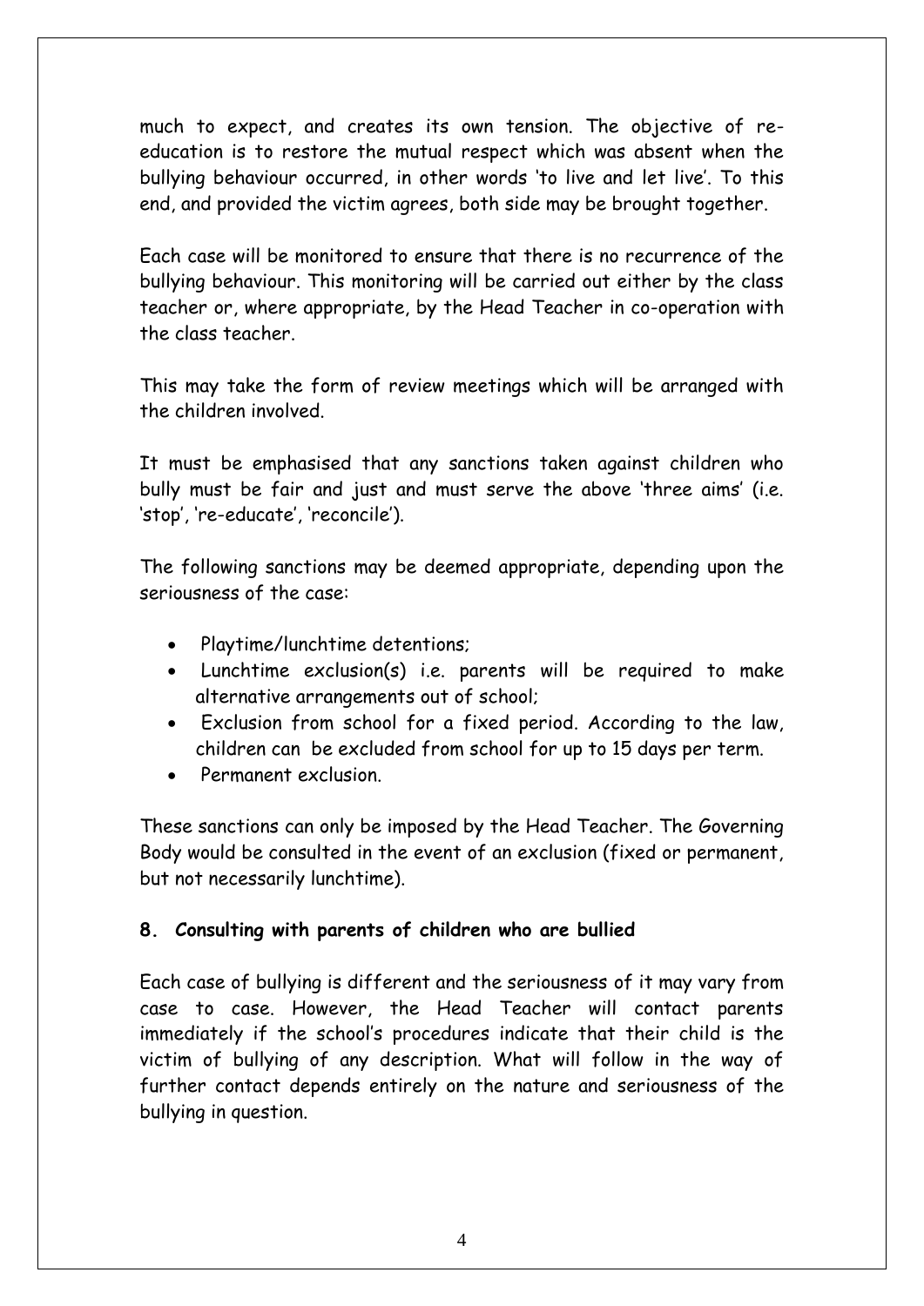much to expect, and creates its own tension. The objective of re-education is to restore the mutual respect which was absent when the bullying behaviour occurred, in other words 'to live and let live'. To this end, and provided the victim agrees, both side may be brought together.

Each case will be monitored to ensure that there is no recurrence of the bullying behaviour. This monitoring will be carried out either by the class teacher or, where appropriate, by the Head Teacher in co-operation with the class teacher.

This may take the form of review meetings which will be arranged with the children involved.

It must be emphasised that any sanctions taken against children who bully must be fair and just and must serve the above 'three aims' (i.e. 'stop', 're-educate', 'reconcile').

The following sanctions may be deemed appropriate, depending upon the seriousness of the case:

- Playtime/lunchtime detentions;
- Lunchtime exclusion(s) i.e. parents will be required to make alternative arrangements out of school;
- Exclusion from school for a fixed period. According to the law, children can be excluded from school for up to 15 days per term.
- Permanent exclusion.

These sanctions can only be imposed by the Head Teacher. The Governing Body would be consulted in the event of an exclusion (fixed or permanent, but not necessarily lunchtime).

**8. Consulting with parents of children who are bullied**

Each case of bullying is different and the seriousness of it may vary from case to case. However, the Head Teacher will contact parents immediately if the school's procedures indicate that their child is the victim of bullying of any description. What will follow in the way of further contact depends entirely on the nature and seriousness of the bullying in question.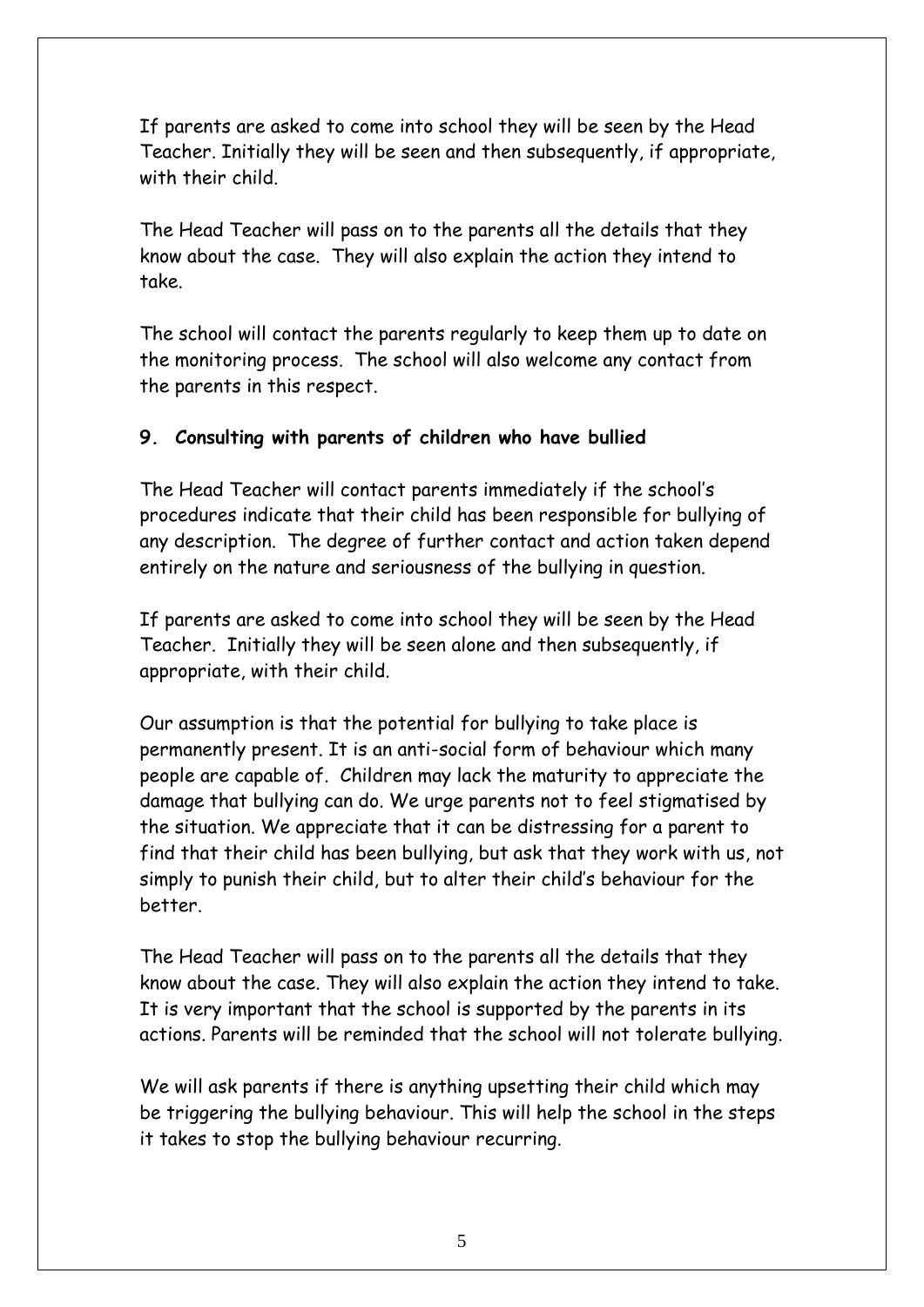If parents are asked to come into school they will be seen by the Head Teacher. Initially they will be seen and then subsequently, if appropriate, with their child.

The Head Teacher will pass on to the parents all the details that they know about the case. They will also explain the action they intend to take.

The school will contact the parents regularly to keep them up to date on the monitoring process. The school will also welcome any contact from the parents in this respect.

### 9. Consulting with parents of children who have bullied

The Head Teacher will contact parents immediately if the school's procedures indicate that their child has been responsible for bullying of any description. The degree of further contact and action taken depend entirely on the nature and seriousness of the bullying in question.

If parents are asked to come into school they will be seen by the Head Teacher. Initially they will be seen alone and then subsequently, if appropriate, with their child.

Our assumption is that the potential for bullying to take place is permanently present. It is an anti-social form of behaviour which many people are capable of. Children may lack the maturity to appreciate the damage that bullying can do. We urge parents not to feel stigmatised by the situation. We appreciate that it can be distressing for a parent to find that their child has been bullying, but ask that they work with us, not simply to punish their child, but to alter their child's behaviour for the better.

The Head Teacher will pass on to the parents all the details that they know about the case. They will also explain the action they intend to take. It is very important that the school is supported by the parents in its actions. Parents will be reminded that the school will not tolerate bullying.

We will ask parents if there is anything upsetting their child which may be triggering the bullying behaviour. This will help the school in the steps it takes to stop the bullying behaviour recurring.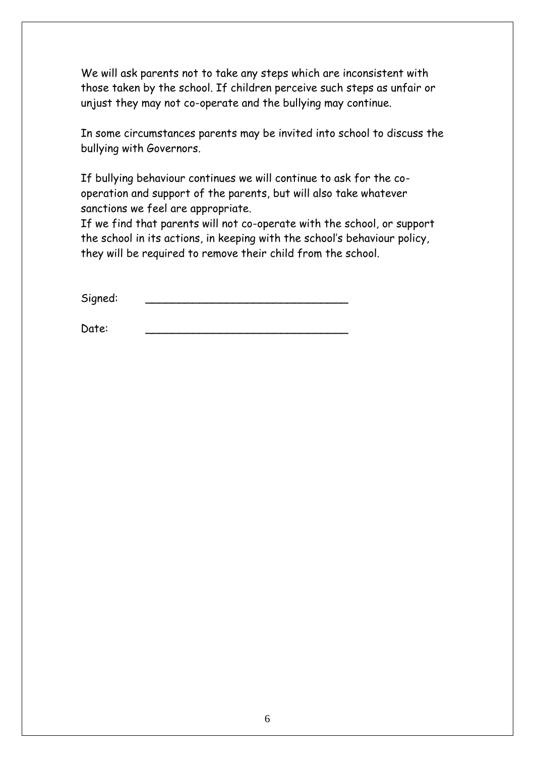We will ask parents not to take any steps which are inconsistent with those taken by the school. If children perceive such steps as unfair or unjust they may not co-operate and the bullying may continue.

In some circumstances parents may be invited into school to discuss the bullying with Governors.

If bullying behaviour continues we will continue to ask for the co-operation and support of the parents, but will also take whatever sanctions we feel are appropriate.
If we find that parents will not co-operate with the school, or support the school in its actions, in keeping with the school's behaviour policy, they will be required to remove their child from the school.

Signed: ______________________________

Date: ______________________________